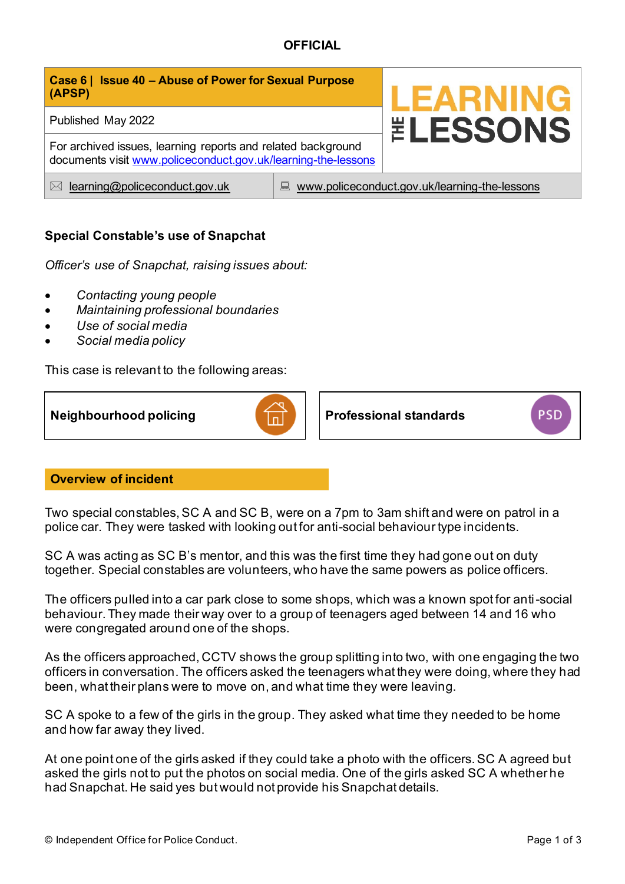**OFFICIAL**

| **Case 6 \| Issue 40 – Abuse of Power for Sexual Purpose (APSP)** | **LEARNING THE LESSONS** |
|---|---|
| Published May 2022 | |
| For archived issues, learning reports and related background documents visit www.policeconduct.gov.uk/learning-the-lessons | |
| learning@policeconduct.gov.uk | www.policeconduct.gov.uk/learning-the-lessons |

## Special Constable's use of Snapchat

*Officer's use of Snapchat, raising issues about:*

- *Contacting young people*
- *Maintaining professional boundaries*
- *Use of social media*
- *Social media policy*

This case is relevant to the following areas:

| **Neighbourhood policing** | **Professional standards** |
|---|---|

## Overview of incident

Two special constables, SC A and SC B, were on a 7pm to 3am shift and were on patrol in a police car. They were tasked with looking out for anti-social behaviour type incidents.

SC A was acting as SC B's mentor, and this was the first time they had gone out on duty together. Special constables are volunteers, who have the same powers as police officers.

The officers pulled into a car park close to some shops, which was a known spot for anti-social behaviour. They made their way over to a group of teenagers aged between 14 and 16 who were congregated around one of the shops.

As the officers approached, CCTV shows the group splitting into two, with one engaging the two officers in conversation. The officers asked the teenagers what they were doing, where they had been, what their plans were to move on, and what time they were leaving.

SC A spoke to a few of the girls in the group. They asked what time they needed to be home and how far away they lived.

At one point one of the girls asked if they could take a photo with the officers. SC A agreed but asked the girls not to put the photos on social media. One of the girls asked SC A whether he had Snapchat. He said yes but would not provide his Snapchat details.

© Independent Office for Police Conduct.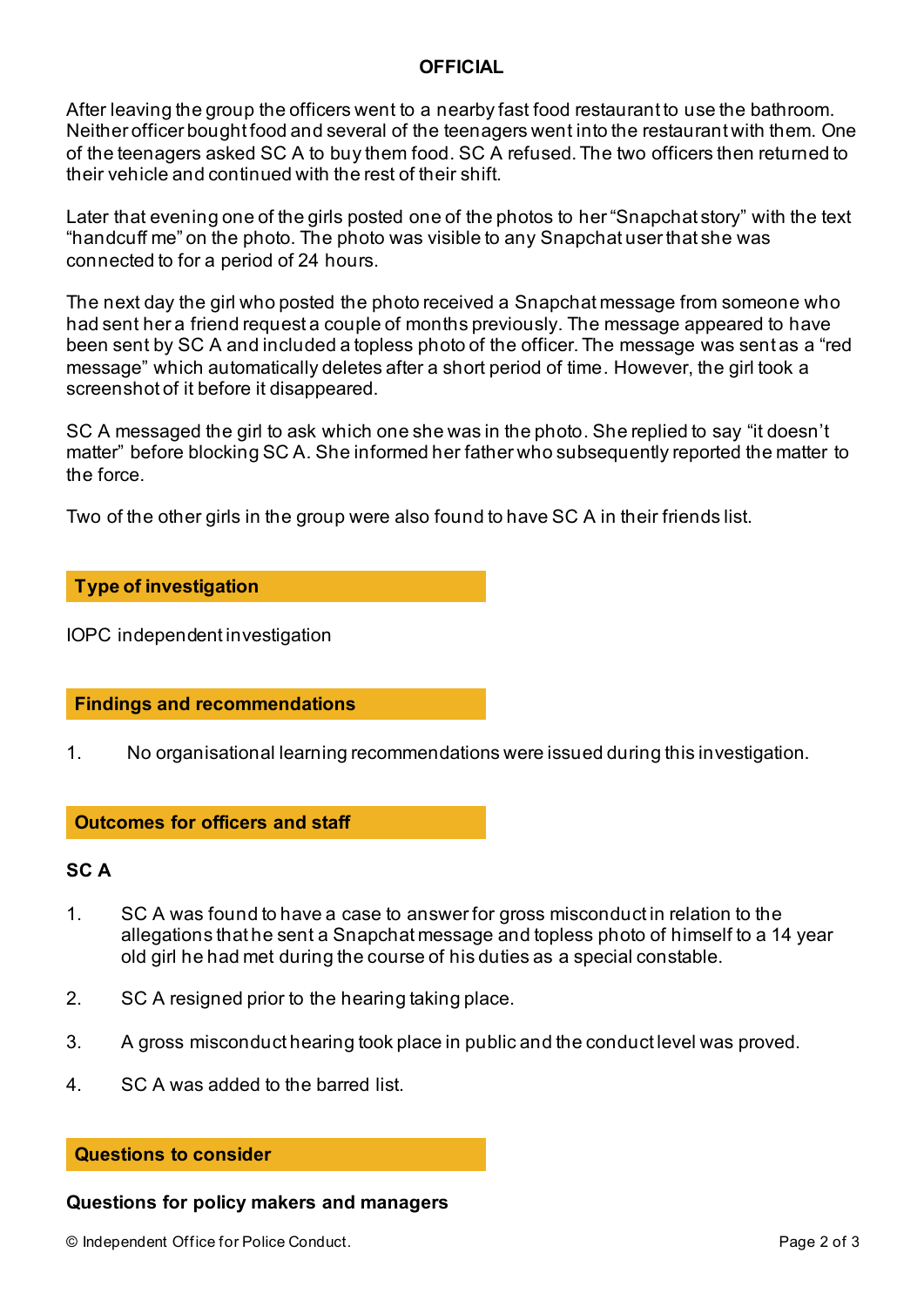After leaving the group the officers went to a nearby fast food restaurant to use the bathroom. Neither officer bought food and several of the teenagers went into the restaurant with them. One of the teenagers asked SC A to buy them food. SC A refused. The two officers then returned to their vehicle and continued with the rest of their shift.

Later that evening one of the girls posted one of the photos to her "Snapchat story" with the text "handcuff me" on the photo. The photo was visible to any Snapchat user that she was connected to for a period of 24 hours.

The next day the girl who posted the photo received a Snapchat message from someone who had sent her a friend request a couple of months previously. The message appeared to have been sent by SC A and included a topless photo of the officer. The message was sent as a "red message" which automatically deletes after a short period of time. However, the girl took a screenshot of it before it disappeared.

SC A messaged the girl to ask which one she was in the photo. She replied to say "it doesn't matter" before blocking SC A. She informed her father who subsequently reported the matter to the force.

Two of the other girls in the group were also found to have SC A in their friends list.

## Type of investigation

IOPC independent investigation

## Findings and recommendations

1. No organisational learning recommendations were issued during this investigation.

## Outcomes for officers and staff

### SC A

1. SC A was found to have a case to answer for gross misconduct in relation to the allegations that he sent a Snapchat message and topless photo of himself to a 14 year old girl he had met during the course of his duties as a special constable.
2. SC A resigned prior to the hearing taking place.
3. A gross misconduct hearing took place in public and the conduct level was proved.
4. SC A was added to the barred list.

## Questions to consider

### Questions for policy makers and managers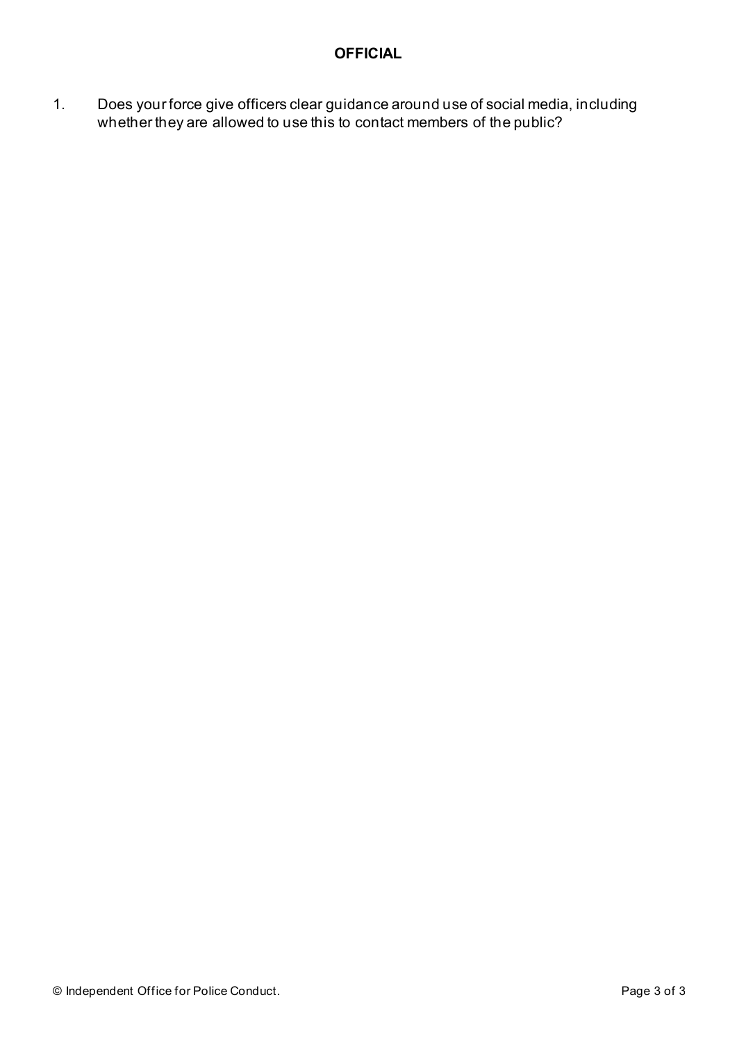1. Does your force give officers clear guidance around use of social media, including whether they are allowed to use this to contact members of the public?